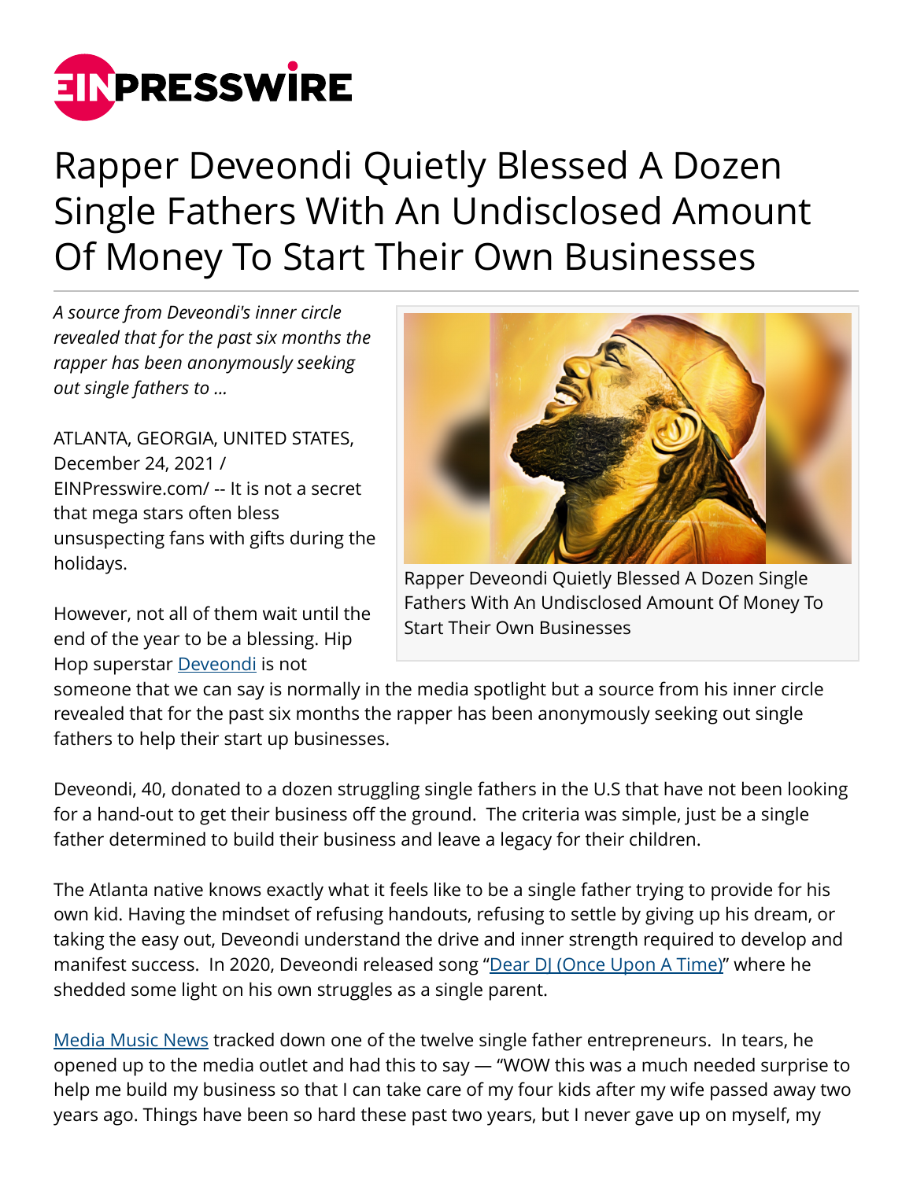# Rapper Deveondi Quietly Blessed A Dozen Single Fathers With An Undisclosed Amount Of Money To Start Their Own Businesses

*A source from Deveondi's inner circle revealed that for the past six months the rapper has been anonymously seeking out single fathers to ...*

Rapper Deveondi Quietly Blessed A Dozen Single Fathers With An Undisclosed Amount Of Money To Start Their Own Businesses

ATLANTA, GEORGIA, UNITED STATES, December 24, 2021 / EINPresswire.com/ -- It is not a secret that mega stars often bless unsuspecting fans with gifts during the holidays.

However, not all of them wait until the end of the year to be a blessing. Hip Hop superstar Deveondi is not someone that we can say is normally in the media spotlight but a source from his inner circle revealed that for the past six months the rapper has been anonymously seeking out single fathers to help their start up businesses.

Deveondi, 40, donated to a dozen struggling single fathers in the U.S that have not been looking for a hand-out to get their business off the ground. The criteria was simple, just be a single father determined to build their business and leave a legacy for their children.

The Atlanta native knows exactly what it feels like to be a single father trying to provide for his own kid. Having the mindset of refusing handouts, refusing to settle by giving up his dream, or taking the easy out, Deveondi understand the drive and inner strength required to develop and manifest success. In 2020, Deveondi released song "Dear DJ (Once Upon A Time)" where he shedded some light on his own struggles as a single parent.

Media Music News tracked down one of the twelve single father entrepreneurs. In tears, he opened up to the media outlet and had this to say — "WOW this was a much needed surprise to help me build my business so that I can take care of my four kids after my wife passed away two years ago. Things have been so hard these past two years, but I never gave up on myself, my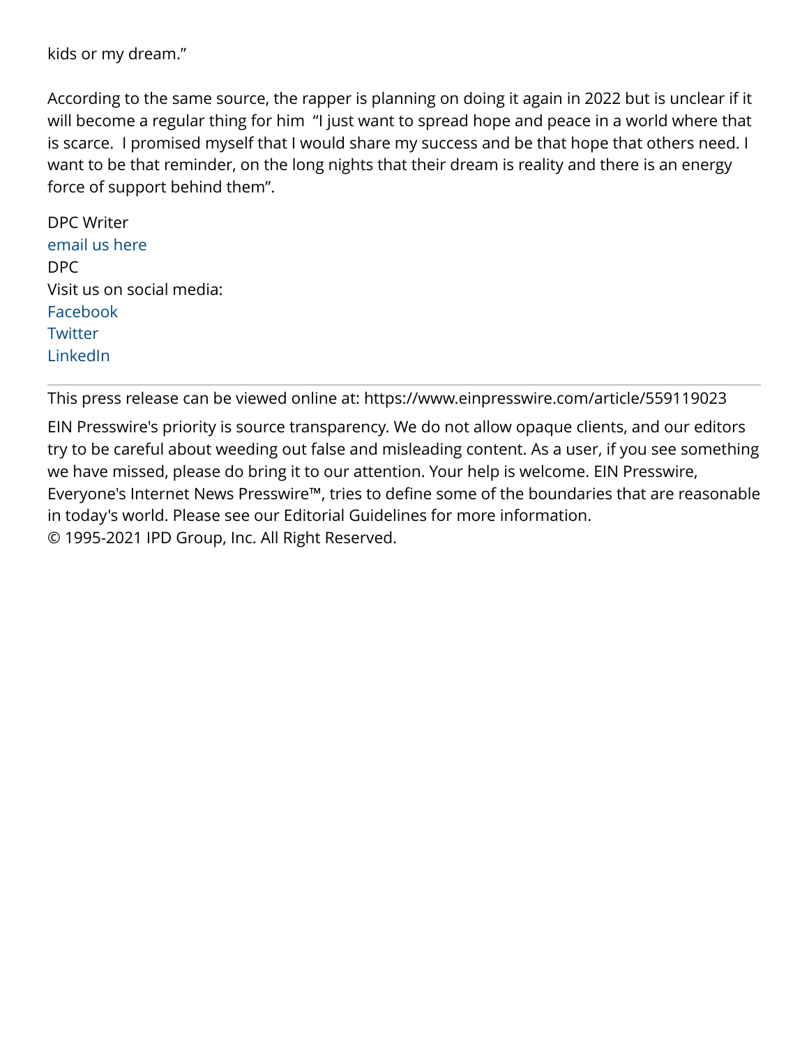kids or my dream."

According to the same source, the rapper is planning on doing it again in 2022 but is unclear if it will become a regular thing for him "I just want to spread hope and peace in a world where that is scarce. I promised myself that I would share my success and be that hope that others need. I want to be that reminder, on the long nights that their dream is reality and there is an energy force of support behind them".

DPC Writer
email us here
DPC
Visit us on social media:
Facebook
Twitter
LinkedIn

---

This press release can be viewed online at: https://www.einpresswire.com/article/559119023

EIN Presswire's priority is source transparency. We do not allow opaque clients, and our editors try to be careful about weeding out false and misleading content. As a user, if you see something we have missed, please do bring it to our attention. Your help is welcome. EIN Presswire, Everyone's Internet News Presswire™, tries to define some of the boundaries that are reasonable in today's world. Please see our Editorial Guidelines for more information.
© 1995-2021 IPD Group, Inc. All Right Reserved.